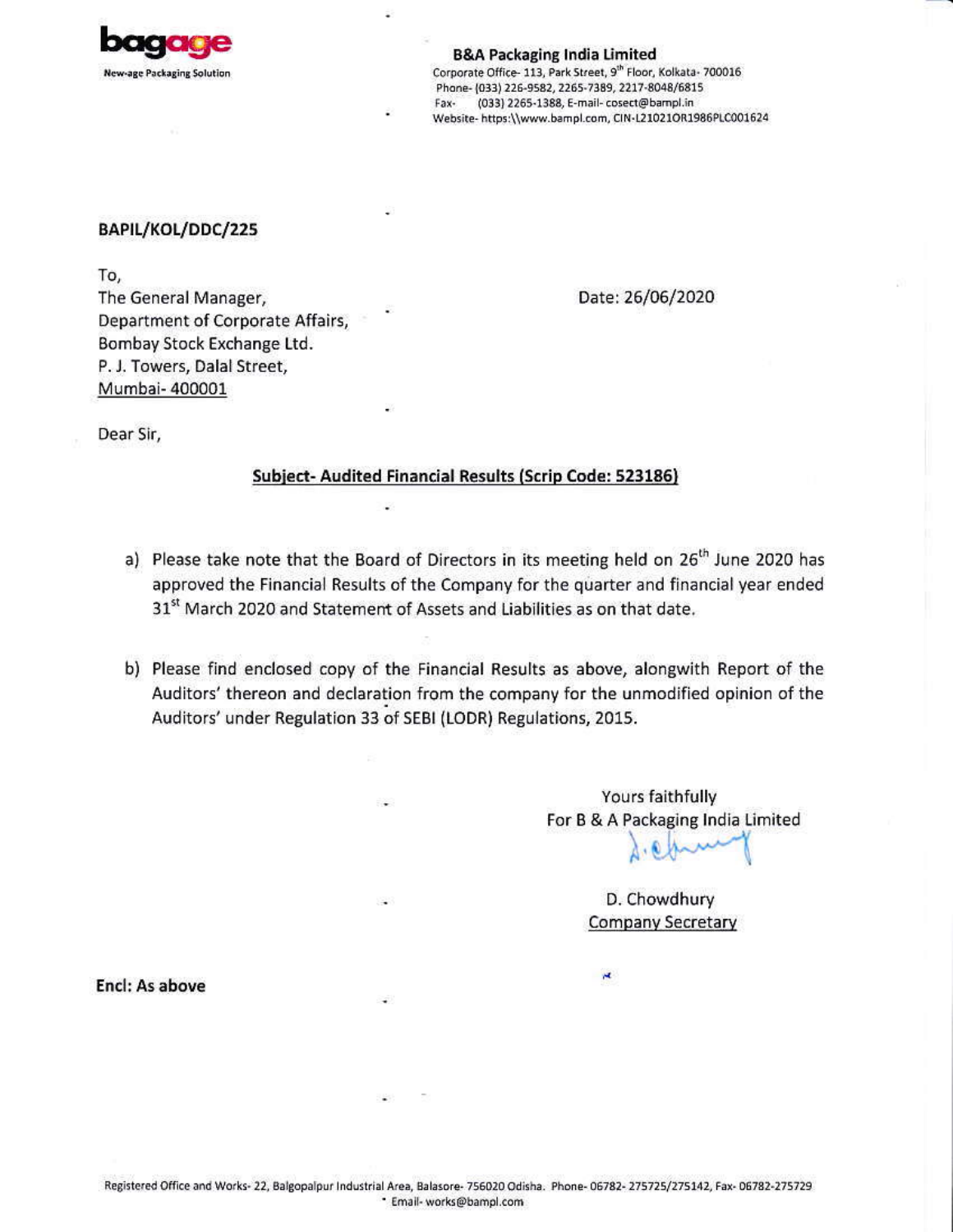**bagage**
New-age Packaging Solution

**B&A Packaging India Limited**
Corporate Office- 113, Park Street, 9th Floor, Kolkata- 700016
Phone- (033) 226-9582, 2265-7389, 2217-8048/6815
Fax- (033) 2265-1388, E-mail- cosect@bampl.in
Website- https:\\www.bampl.com, CIN-L21021OR1986PLC001624

**BAPIL/KOL/DDC/225**

To,
The General Manager,
Department of Corporate Affairs,
Bombay Stock Exchange Ltd.
P. J. Towers, Dalal Street,
Mumbai- 400001

Date: 26/06/2020

Dear Sir,

**Subject- Audited Financial Results (Scrip Code: 523186)**

a) Please take note that the Board of Directors in its meeting held on 26th June 2020 has approved the Financial Results of the Company for the quarter and financial year ended 31st March 2020 and Statement of Assets and Liabilities as on that date.

b) Please find enclosed copy of the Financial Results as above, alongwith Report of the Auditors' thereon and declaration from the company for the unmodified opinion of the Auditors' under Regulation 33 of SEBI (LODR) Regulations, 2015.

Yours faithfully
For B & A Packaging India Limited

D. Chowdhury
Company Secretary

**Encl: As above**

Registered Office and Works- 22, Balgopalpur Industrial Area, Balasore- 756020 Odisha. Phone- 06782- 275725/275142, Fax- 06782-275729
Email- works@bampl.com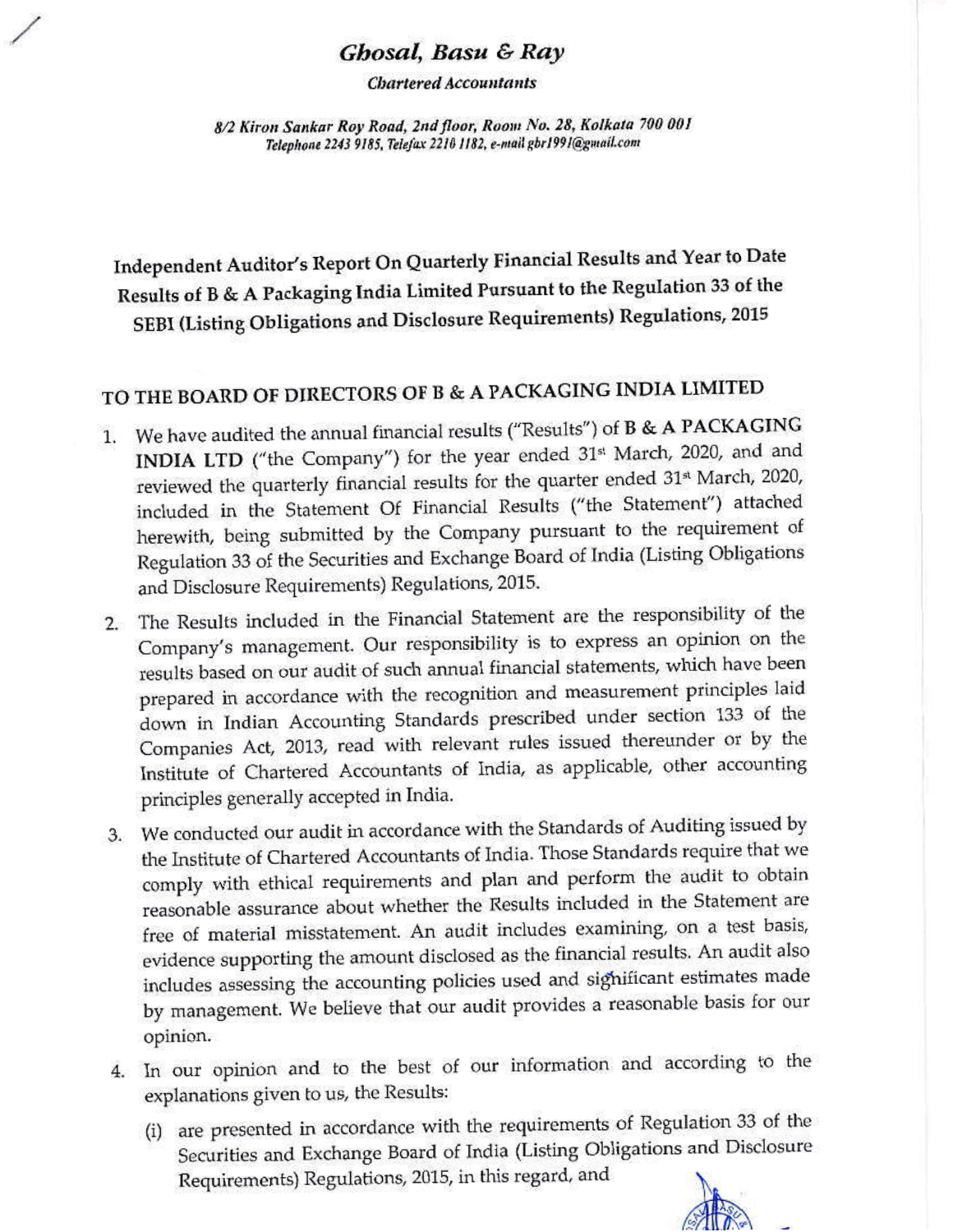# *Ghosal, Basu & Ray*

*Chartered Accountants*

*8/2 Kiron Sankar Roy Road, 2nd floor, Room No. 28, Kolkata 700 001*
*Telephone 2243 9185, Telefax 2210 1182, e-mail gbr1991@gmail.com*

## Independent Auditor's Report On Quarterly Financial Results and Year to Date Results of B & A Packaging India Limited Pursuant to the Regulation 33 of the SEBI (Listing Obligations and Disclosure Requirements) Regulations, 2015

### TO THE BOARD OF DIRECTORS OF B & A PACKAGING INDIA LIMITED

1. We have audited the annual financial results ("Results") of **B & A PACKAGING INDIA LTD** ("the Company") for the year ended 31st March, 2020, and and reviewed the quarterly financial results for the quarter ended 31st March, 2020, included in the Statement Of Financial Results ("the Statement") attached herewith, being submitted by the Company pursuant to the requirement of Regulation 33 of the Securities and Exchange Board of India (Listing Obligations and Disclosure Requirements) Regulations, 2015.

2. The Results included in the Financial Statement are the responsibility of the Company's management. Our responsibility is to express an opinion on the results based on our audit of such annual financial statements, which have been prepared in accordance with the recognition and measurement principles laid down in Indian Accounting Standards prescribed under section 133 of the Companies Act, 2013, read with relevant rules issued thereunder or by the Institute of Chartered Accountants of India, as applicable, other accounting principles generally accepted in India.

3. We conducted our audit in accordance with the Standards of Auditing issued by the Institute of Chartered Accountants of India. Those Standards require that we comply with ethical requirements and plan and perform the audit to obtain reasonable assurance about whether the Results included in the Statement are free of material misstatement. An audit includes examining, on a test basis, evidence supporting the amount disclosed as the financial results. An audit also includes assessing the accounting policies used and significant estimates made by management. We believe that our audit provides a reasonable basis for our opinion.

4. In our opinion and to the best of our information and according to the explanations given to us, the Results:

   (i) are presented in accordance with the requirements of Regulation 33 of the Securities and Exchange Board of India (Listing Obligations and Disclosure Requirements) Regulations, 2015, in this regard, and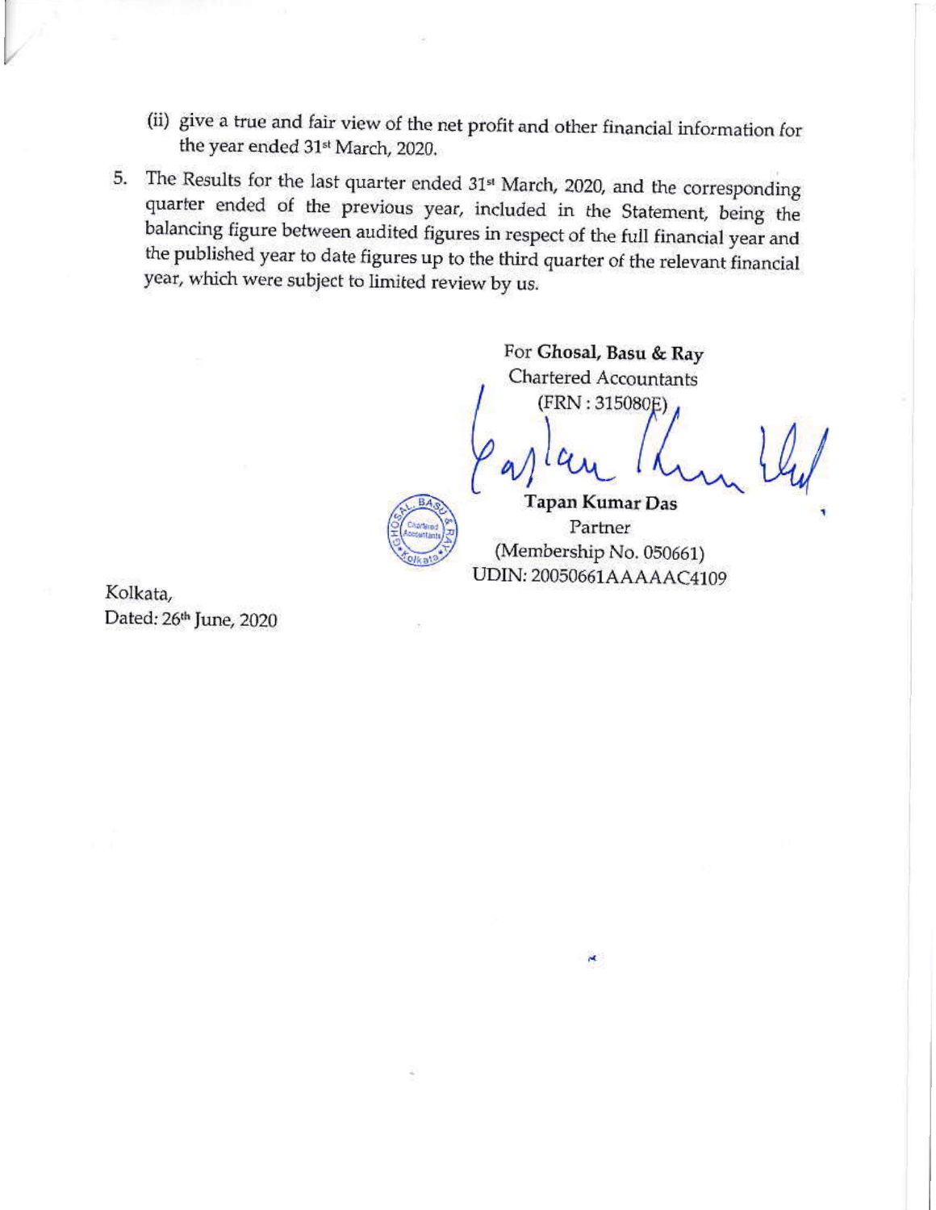(ii) give a true and fair view of the net profit and other financial information for the year ended 31st March, 2020.

5. The Results for the last quarter ended 31st March, 2020, and the corresponding quarter ended of the previous year, included in the Statement, being the balancing figure between audited figures in respect of the full financial year and the published year to date figures up to the third quarter of the relevant financial year, which were subject to limited review by us.

For **Ghosal, Basu & Ray**
Chartered Accountants
(FRN : 315080E)

**Tapan Kumar Das**
Partner
(Membership No. 050661)
UDIN: 20050661AAAAAC4109

Kolkata,
Dated: 26th June, 2020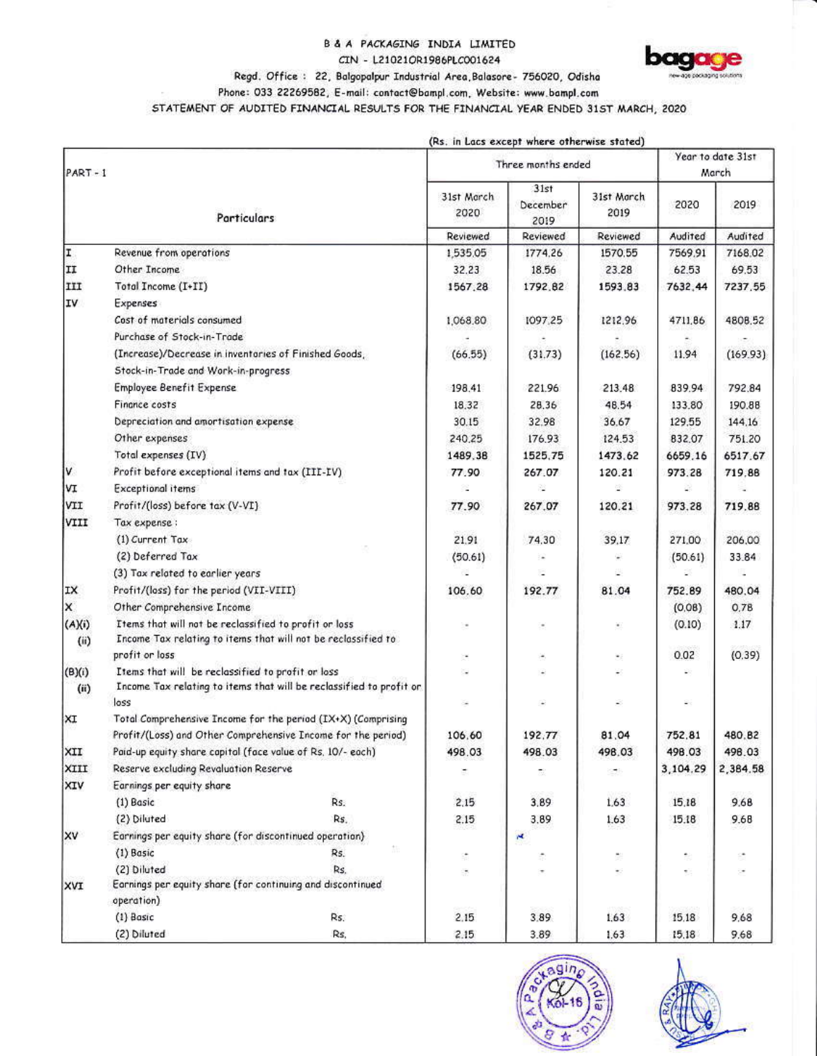B & A PACKAGING INDIA LIMITED

CIN - L21021OR1986PLC001624

Regd. Office : 22, Balgopalpur Industrial Area, Balasore - 756020, Odisha

Phone: 033 22269582, E-mail: contact@bampl.com, Website: www.bampl.com

STATEMENT OF AUDITED FINANCIAL RESULTS FOR THE FINANCIAL YEAR ENDED 31ST MARCH, 2020

(Rs. in Lacs except where otherwise stated)

| PART - 1 | | | Three months ended | | | Year to date 31st March | |
|---|---|---|---|---|---|---|---|
| | Particulars | | 31st March 2020 | 31st December 2019 | 31st March 2019 | 2020 | 2019 |
| | | | Reviewed | Reviewed | Reviewed | Audited | Audited |
| I | Revenue from operations | | 1,535.05 | 1774.26 | 1570.55 | 7569.91 | 7168.02 |
| II | Other Income | | 32.23 | 18.56 | 23.28 | 62.53 | 69.53 |
| III | Total Income (I+II) | | 1567.28 | 1792.82 | 1593.83 | 7632.44 | 7237.55 |
| IV | Expenses | | | | | | |
| | Cost of materials consumed | | 1,068.80 | 1097.25 | 1212.96 | 4711.86 | 4808.52 |
| | Purchase of Stock-in-Trade | | - | - | - | - | - |
| | (Increase)/Decrease in inventories of Finished Goods, Stock-in-Trade and Work-in-progress | | (66.55) | (31.73) | (162.56) | 11.94 | (169.93) |
| | Employee Benefit Expense | | 198.41 | 221.96 | 213.48 | 839.94 | 792.84 |
| | Finance costs | | 18.32 | 28.36 | 48.54 | 133.80 | 190.88 |
| | Depreciation and amortisation expense | | 30.15 | 32.98 | 36.67 | 129.55 | 144.16 |
| | Other expenses | | 240.25 | 176.93 | 124.53 | 832.07 | 751.20 |
| | Total expenses (IV) | | 1489.38 | 1525.75 | 1473.62 | 6659.16 | 6517.67 |
| V | Profit before exceptional items and tax (III-IV) | | 77.90 | 267.07 | 120.21 | 973.28 | 719.88 |
| VI | Exceptional items | | - | - | - | - | - |
| VII | Profit/(loss) before tax (V-VI) | | 77.90 | 267.07 | 120.21 | 973.28 | 719.88 |
| VIII | Tax expense : | | | | | | |
| | (1) Current Tax | | 21.91 | 74.30 | 39.17 | 271.00 | 206.00 |
| | (2) Deferred Tax | | (50.61) | - | - | (50.61) | 33.84 |
| | (3) Tax related to earlier years | | - | - | - | - | - |
| IX | Profit/(loss) for the period (VII-VIII) | | 106.60 | 192.77 | 81.04 | 752.89 | 480.04 |
| X | Other Comprehensive Income | | | | | (0.08) | 0.78 |
| (A)(i) | Items that will not be reclassified to profit or loss | | - | - | - | (0.10) | 1.17 |
| (ii) | Income Tax relating to items that will not be reclassified to profit or loss | | - | - | - | 0.02 | (0.39) |
| (B)(i) | Items that will be reclassified to profit or loss | | - | - | - | - | |
| (ii) | Income Tax relating to items that will be reclassified to profit or loss | | - | - | - | - | |
| XI | Total Comprehensive Income for the period (IX+X) (Comprising Profit/(Loss) and Other Comprehensive Income for the period) | | 106.60 | 192.77 | 81.04 | 752.81 | 480.82 |
| XII | Paid-up equity share capital (face value of Rs. 10/- each) | | 498.03 | 498.03 | 498.03 | 498.03 | 498.03 |
| XIII | Reserve excluding Revaluation Reserve | | - | - | - | 3,104.29 | 2,384.58 |
| XIV | Earnings per equity share | | | | | | |
| | (1) Basic | Rs. | 2.15 | 3.89 | 1.63 | 15.18 | 9.68 |
| | (2) Diluted | Rs. | 2.15 | 3.89 | 1.63 | 15.18 | 9.68 |
| XV | Earnings per equity share (for discontinued operation) | | | | | | |
| | (1) Basic | Rs. | - | - | - | - | - |
| | (2) Diluted | Rs. | - | - | - | - | - |
| XVI | Earnings per equity share (for continuing and discontinued operation) | | | | | | |
| | (1) Basic | Rs. | 2.15 | 3.89 | 1.63 | 15.18 | 9.68 |
| | (2) Diluted | Rs. | 2.15 | 3.89 | 1.63 | 15.18 | 9.68 |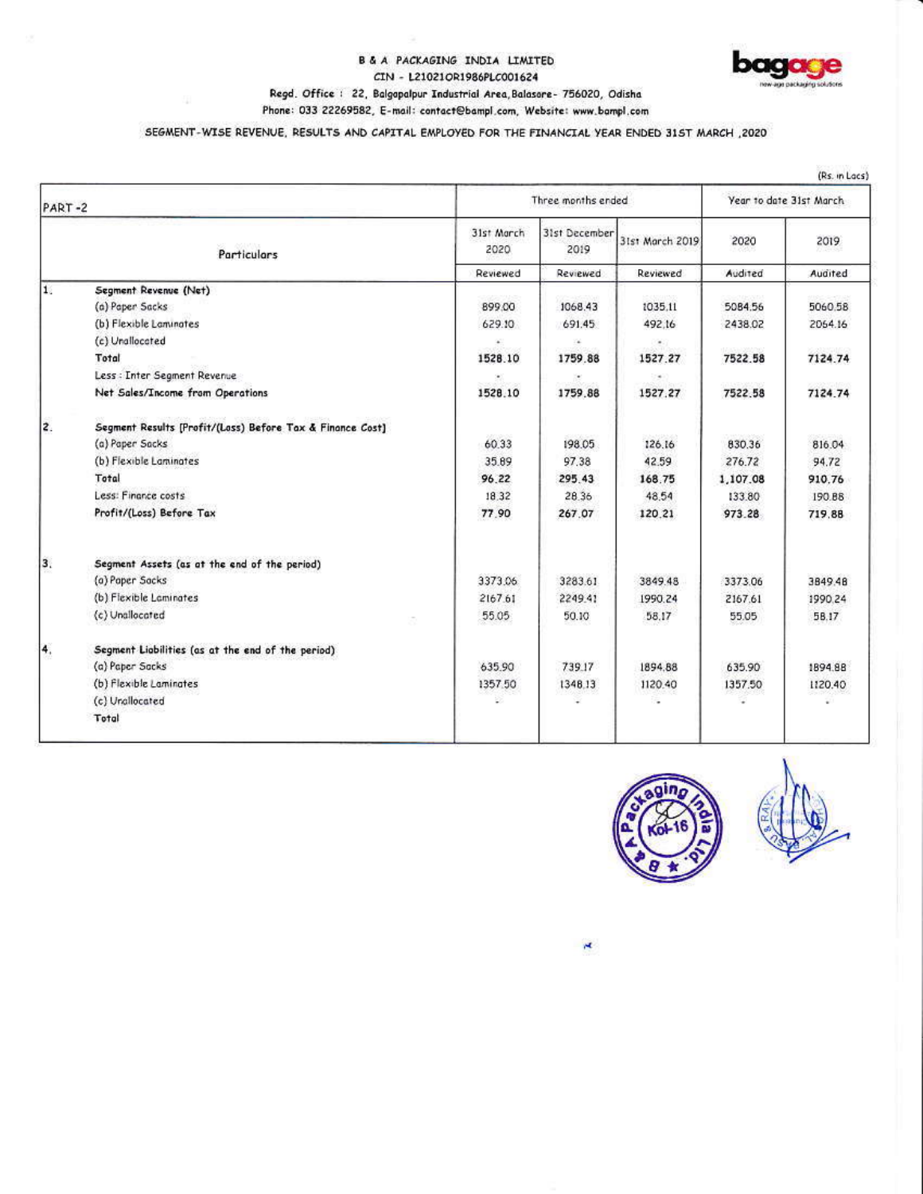B & A PACKAGING INDIA LIMITED

CIN - L21021OR1986PLC001624

Regd. Office : 22, Balgopalpur Industrial Area, Balasore- 756020, Odisha

Phone: 033 22269582, E-mail: contact@bampl.com, Website: www.bampl.com

## SEGMENT-WISE REVENUE, RESULTS AND CAPITAL EMPLOYED FOR THE FINANCIAL YEAR ENDED 31ST MARCH ,2020

(Rs. in Lacs)

| PART -2 | | Three months ended | | | Year to date 31st March | |
|---|---|---|---|---|---|---|
| | Particulars | 31st March 2020 | 31st December 2019 | 31st March 2019 | 2020 | 2019 |
| | | Reviewed | Reviewed | Reviewed | Audited | Audited |
| 1. | **Segment Revenue (Net)** | | | | | |
| | (a) Paper Sacks | 899.00 | 1068.43 | 1035.11 | 5084.56 | 5060.58 |
| | (b) Flexible Laminates | 629.10 | 691.45 | 492.16 | 2438.02 | 2064.16 |
| | (c) Unallocated | - | - | - | | |
| | Total | **1528.10** | **1759.88** | **1527.27** | **7522.58** | **7124.74** |
| | Less : Inter Segment Revenue | - | - | - | | |
| | Net Sales/Income from Operations | **1528.10** | **1759.88** | **1527.27** | **7522.58** | **7124.74** |
| 2. | **Segment Results [Profit/(Loss) Before Tax & Finance Cost]** | | | | | |
| | (a) Paper Sacks | 60.33 | 198.05 | 126.16 | 830.36 | 816.04 |
| | (b) Flexible Laminates | 35.89 | 97.38 | 42.59 | 276.72 | 94.72 |
| | Total | **96.22** | **295.43** | **168.75** | **1,107.08** | **910.76** |
| | Less: Finance costs | 18.32 | 28.36 | 48.54 | 133.80 | 190.88 |
| | **Profit/(Loss) Before Tax** | **77.90** | **267.07** | **120.21** | **973.28** | **719.88** |
| 3. | **Segment Assets (as at the end of the period)** | | | | | |
| | (a) Paper Sacks | 3373.06 | 3283.61 | 3849.48 | 3373.06 | 3849.48 |
| | (b) Flexible Laminates | 2167.61 | 2249.41 | 1990.24 | 2167.61 | 1990.24 |
| | (c) Unallocated | 55.05 | 50.10 | 58.17 | 55.05 | 58.17 |
| 4. | **Segment Liabilities (as at the end of the period)** | | | | | |
| | (a) Paper Sacks | 635.90 | 739.17 | 1894.88 | 635.90 | 1894.88 |
| | (b) Flexible Laminates | 1357.50 | 1348.13 | 1120.40 | 1357.50 | 1120.40 |
| | (c) Unallocated | - | - | - | - | - |
| | Total | | | | | |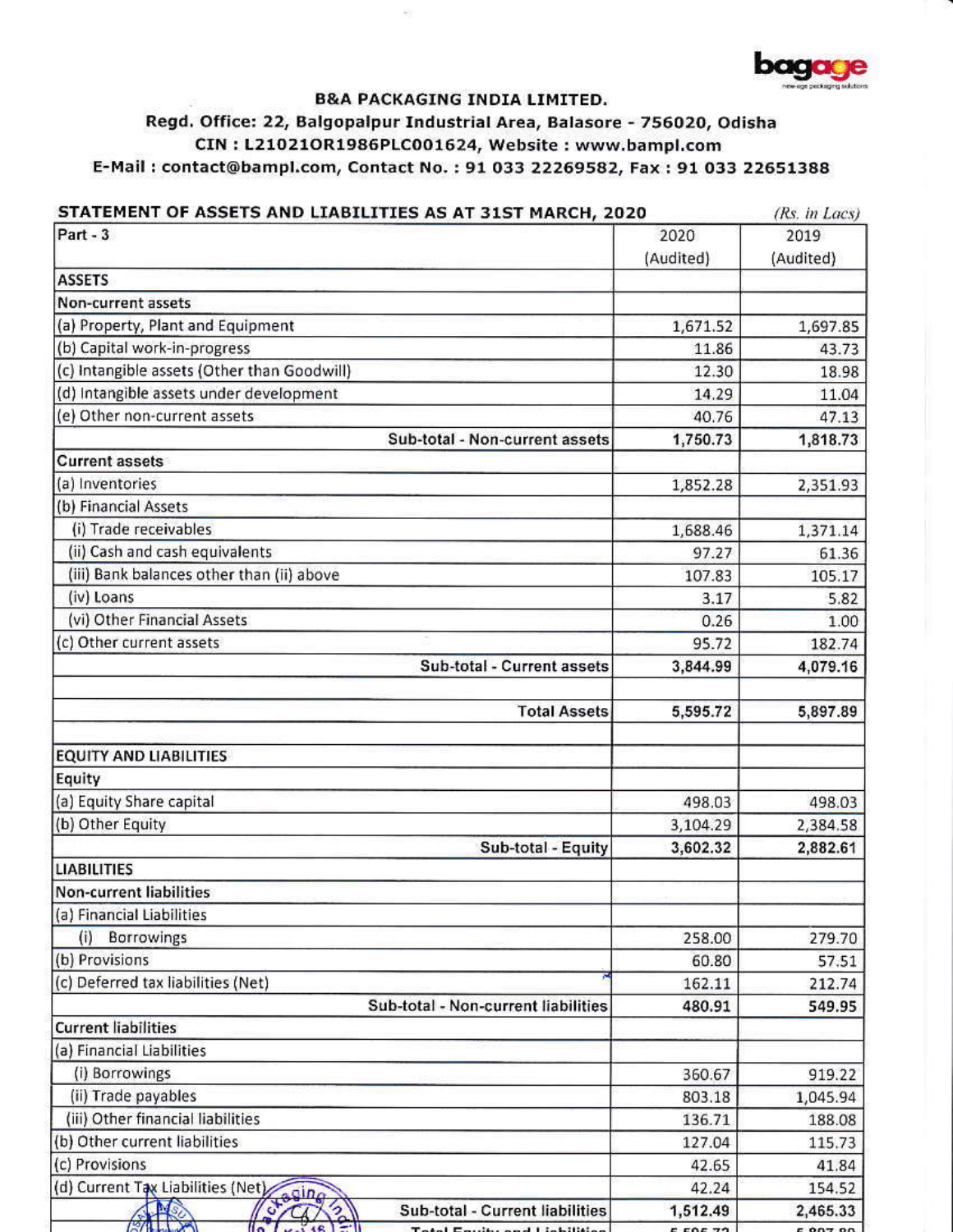bagage

new-age packaging solutions

## B&A PACKAGING INDIA LIMITED.

**Regd. Office: 22, Balgopalpur Industrial Area, Balasore - 756020, Odisha**

**CIN : L21021OR1986PLC001624, Website : www.bampl.com**

**E-Mail : contact@bampl.com, Contact No. : 91 033 22269582, Fax : 91 033 22651388**

### STATEMENT OF ASSETS AND LIABILITIES AS AT 31ST MARCH, 2020

*(Rs. in Lacs)*

| Part - 3 | 2020 (Audited) | 2019 (Audited) |
|---|---|---|
| **ASSETS** | | |
| **Non-current assets** | | |
| (a) Property, Plant and Equipment | 1,671.52 | 1,697.85 |
| (b) Capital work-in-progress | 11.86 | 43.73 |
| (c) Intangible assets (Other than Goodwill) | 12.30 | 18.98 |
| (d) Intangible assets under development | 14.29 | 11.04 |
| (e) Other non-current assets | 40.76 | 47.13 |
| **Sub-total - Non-current assets** | **1,750.73** | **1,818.73** |
| **Current assets** | | |
| (a) Inventories | 1,852.28 | 2,351.93 |
| (b) Financial Assets | | |
| (i) Trade receivables | 1,688.46 | 1,371.14 |
| (ii) Cash and cash equivalents | 97.27 | 61.36 |
| (iii) Bank balances other than (ii) above | 107.83 | 105.17 |
| (iv) Loans | 3.17 | 5.82 |
| (vi) Other Financial Assets | 0.26 | 1.00 |
| (c) Other current assets | 95.72 | 182.74 |
| **Sub-total - Current assets** | **3,844.99** | **4,079.16** |
| | | |
| **Total Assets** | **5,595.72** | **5,897.89** |
| | | |
| **EQUITY AND LIABILITIES** | | |
| **Equity** | | |
| (a) Equity Share capital | 498.03 | 498.03 |
| (b) Other Equity | 3,104.29 | 2,384.58 |
| **Sub-total - Equity** | **3,602.32** | **2,882.61** |
| **LIABILITIES** | | |
| **Non-current liabilities** | | |
| (a) Financial Liabilities | | |
| (i) Borrowings | 258.00 | 279.70 |
| (b) Provisions | 60.80 | 57.51 |
| (c) Deferred tax liabilities (Net) | 162.11 | 212.74 |
| **Sub-total - Non-current liabilities** | **480.91** | **549.95** |
| **Current liabilities** | | |
| (a) Financial Liabilities | | |
| (i) Borrowings | 360.67 | 919.22 |
| (ii) Trade payables | 803.18 | 1,045.94 |
| (iii) Other financial liabilities | 136.71 | 188.08 |
| (b) Other current liabilities | 127.04 | 115.73 |
| (c) Provisions | 42.65 | 41.84 |
| (d) Current Tax Liabilities (Net) | 42.24 | 154.52 |
| **Sub-total - Current liabilities** | **1,512.49** | **2,465.33** |
| **Total Equity and Liabilities** | **5,595.72** | **5,897.89** |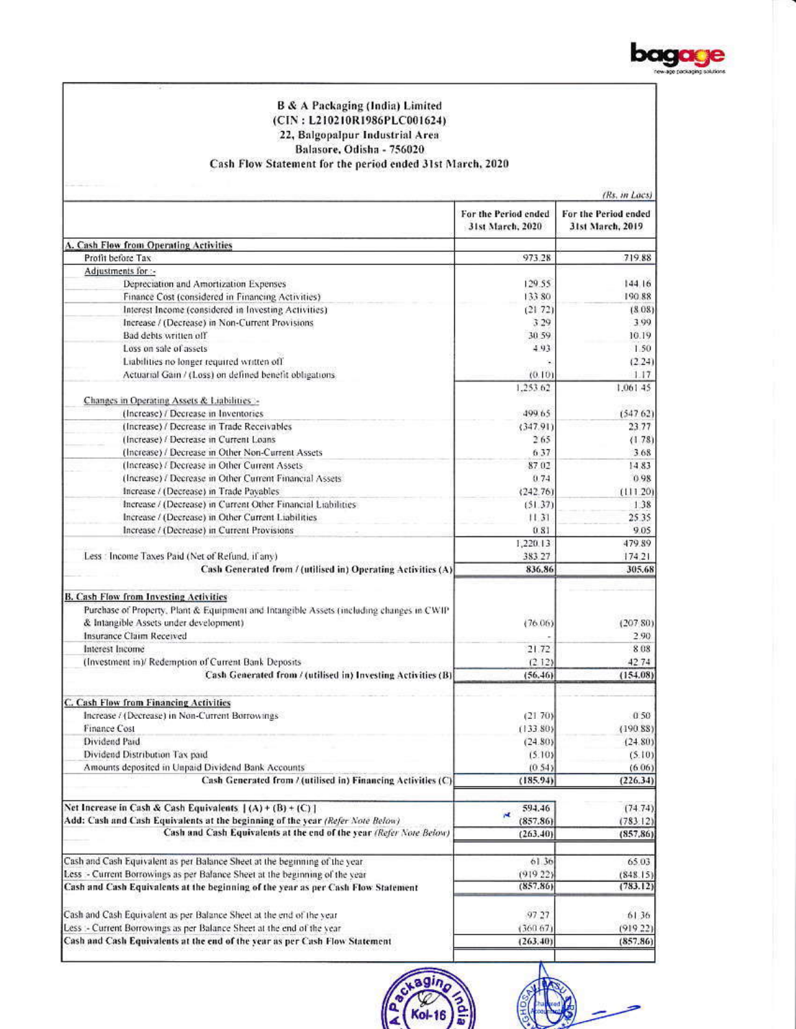**B & A Packaging (India) Limited**
**(CIN : L21021OR1986PLC001624)**
**22, Balgopalpur Industrial Area**
**Balasore, Odisha - 756020**
**Cash Flow Statement for the period ended 31st March, 2020**

*(Rs. in Lacs)*

| | For the Period ended 31st March, 2020 | For the Period ended 31st March, 2019 |
|---|---|---|
| **A. Cash Flow from Operating Activities** | | |
| Profit before Tax | 973.28 | 719.88 |
| Adjustments for :- | | |
| Depreciation and Amortization Expenses | 129.55 | 144.16 |
| Finance Cost (considered in Financing Activities) | 133.80 | 190.88 |
| Interest Income (considered in Investing Activities) | (21.72) | (8.08) |
| Increase / (Decrease) in Non-Current Provisions | 3.29 | 3.99 |
| Bad debts written off | 30.59 | 10.19 |
| Loss on sale of assets | 4.93 | 1.50 |
| Liabilities no longer required written off | - | (2.24) |
| Actuarial Gain / (Loss) on defined benefit obligations | (0.10) | 1.17 |
| | 1,253.62 | 1,061.45 |
| Changes in Operating Assets & Liabilities :- | | |
| (Increase) / Decrease in Inventories | 499.65 | (547.62) |
| (Increase) / Decrease in Trade Receivables | (347.91) | 23.77 |
| (Increase) / Decrease in Current Loans | 2.65 | (1.78) |
| (Increase) / Decrease in Other Non-Current Assets | 6.37 | 3.68 |
| (Increase) / Decrease in Other Current Assets | 87.02 | 14.83 |
| (Increase) / Decrease in Other Current Financial Assets | 0.74 | 0.98 |
| Increase / (Decrease) in Trade Payables | (242.76) | (111.20) |
| Increase / (Decrease) in Current Other Financial Liabilities | (51.37) | 1.38 |
| Increase / (Decrease) in Other Current Liabilities | 11.31 | 25.35 |
| Increase / (Decrease) in Current Provisions | 0.81 | 9.05 |
| | 1,220.13 | 479.89 |
| Less : Income Taxes Paid (Net of Refund, if any) | 383.27 | 174.21 |
| **Cash Generated from / (utilised in) Operating Activities (A)** | **836.86** | **305.68** |
| **B. Cash Flow from Investing Activities** | | |
| Purchase of Property, Plant & Equipment and Intangible Assets (including changes in CWIP & Intangible Assets under development) | (76.06) | (207.80) |
| Insurance Claim Received | - | 2.90 |
| Interest Income | 21.72 | 8.08 |
| (Investment in)/ Redemption of Current Bank Deposits | (2.12) | 42.74 |
| **Cash Generated from / (utilised in) Investing Activities (B)** | **(56.46)** | **(154.08)** |
| **C. Cash Flow from Financing Activities** | | |
| Increase / (Decrease) in Non-Current Borrowings | (21.70) | 0.50 |
| Finance Cost | (133.80) | (190.88) |
| Dividend Paid | (24.80) | (24.80) |
| Dividend Distribution Tax paid | (5.10) | (5.10) |
| Amounts deposited in Unpaid Dividend Bank Accounts | (0.54) | (6.06) |
| **Cash Generated from / (utilised in) Financing Activities (C)** | **(185.94)** | **(226.34)** |
| **Net Increase in Cash & Cash Equivalents [(A) + (B) + (C)]** | 594.46 | (74.74) |
| **Add: Cash and Cash Equivalents at the beginning of the year** *(Refer Note Below)* | (857.86) | (783.12) |
| **Cash and Cash Equivalents at the end of the year** *(Refer Note Below)* | (263.40) | (857.86) |
| Cash and Cash Equivalent as per Balance Sheet at the beginning of the year | 61.36 | 65.03 |
| Less :- Current Borrowings as per Balance Sheet at the beginning of the year | (919.22) | (848.15) |
| **Cash and Cash Equivalents at the beginning of the year as per Cash Flow Statement** | **(857.86)** | **(783.12)** |
| Cash and Cash Equivalent as per Balance Sheet at the end of the year | 97.27 | 61.36 |
| Less :- Current Borrowings as per Balance Sheet at the end of the year | (360.67) | (919.22) |
| **Cash and Cash Equivalents at the end of the year as per Cash Flow Statement** | **(263.40)** | **(857.86)** |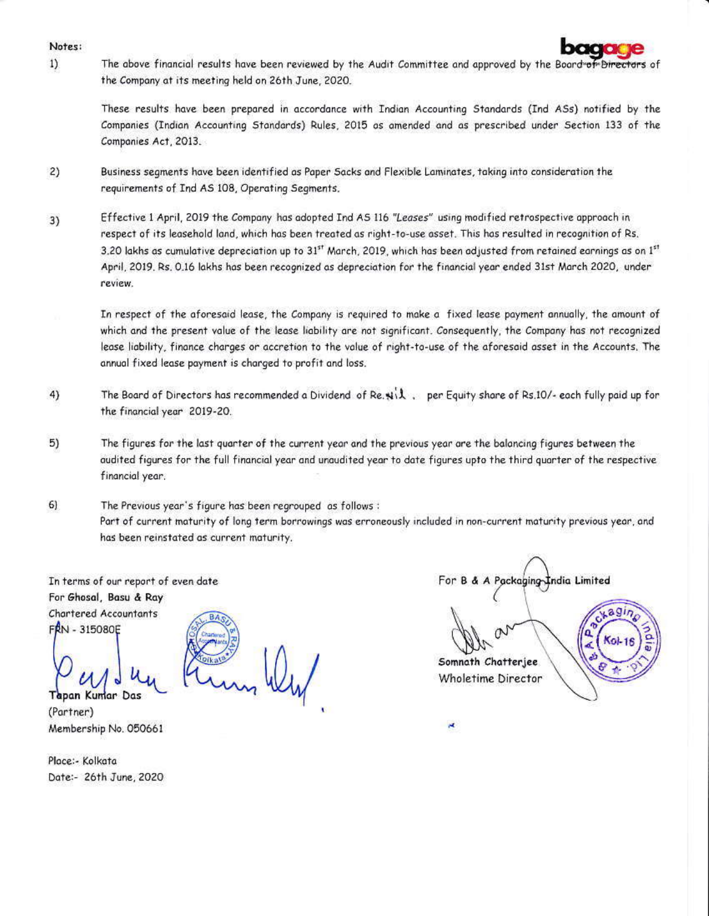**Notes:**

1) The above financial results have been reviewed by the Audit Committee and approved by the Board of Directors of the Company at its meeting held on 26th June, 2020.

   These results have been prepared in accordance with Indian Accounting Standards (Ind ASs) notified by the Companies (Indian Accounting Standards) Rules, 2015 as amended and as prescribed under Section 133 of the Companies Act, 2013.

2) Business segments have been identified as Paper Sacks and Flexible Laminates, taking into consideration the requirements of Ind AS 108, Operating Segments.

3) Effective 1 April, 2019 the Company has adopted Ind AS 116 *"Leases"* using modified retrospective approach in respect of its leasehold land, which has been treated as right-to-use asset. This has resulted in recognition of Rs. 3.20 lakhs as cumulative depreciation up to 31st March, 2019, which has been adjusted from retained earnings as on 1st April, 2019. Rs. 0.16 lakhs has been recognized as depreciation for the financial year ended 31st March 2020, under review.

   In respect of the aforesaid lease, the Company is required to make a fixed lease payment annually, the amount of which and the present value of the lease liability are not significant. Consequently, the Company has not recognized lease liability, finance charges or accretion to the value of right-to-use of the aforesaid asset in the Accounts. The annual fixed lease payment is charged to profit and loss.

4) The Board of Directors has recommended a Dividend of Re. Nil . per Equity share of Rs.10/- each fully paid up for the financial year 2019-20.

5) The figures for the last quarter of the current year and the previous year are the balancing figures between the audited figures for the full financial year and unaudited year to date figures upto the third quarter of the respective financial year.

6) The Previous year's figure has been regrouped as follows :
   Part of current maturity of long term borrowings was erroneously included in non-current maturity previous year, and has been reinstated as current maturity.

In terms of our report of even date
For **Ghosal, Basu & Ray**
Chartered Accountants
FRN - 315080E

Tapan Kumar Das
(Partner)
Membership No. 050661

Place:- Kolkata
Date:- 26th June, 2020

For B & A Packaging India Limited

Somnath Chatterjee
Wholetime Director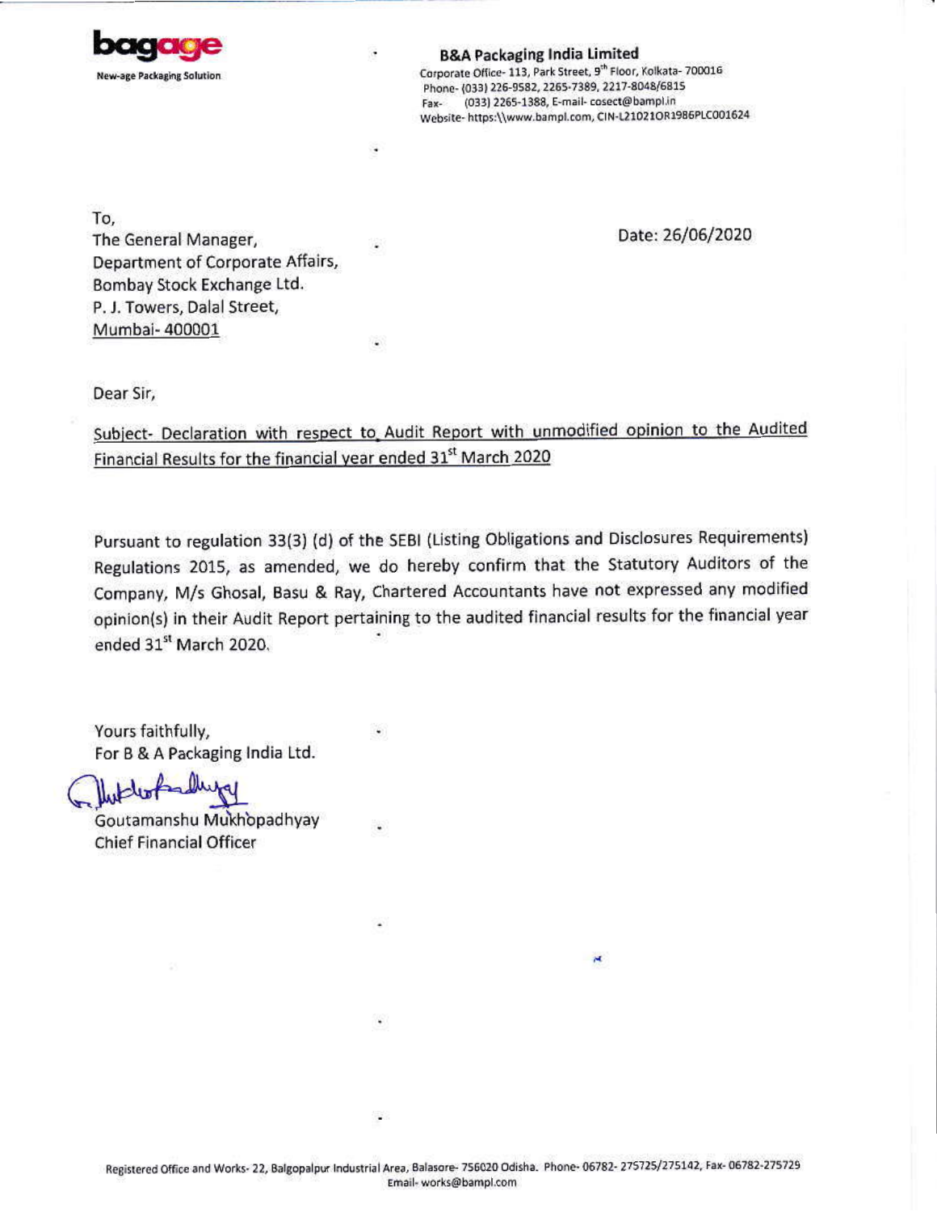bagage

New-age Packaging Solution

**B&A Packaging India Limited**

Corporate Office- 113, Park Street, 9th Floor, Kolkata- 700016
Phone- (033) 226-9582, 2265-7389, 2217-8048/6815
Fax- (033) 2265-1388, E-mail- cosect@bampl.in
Website- https:\\www.bampl.com, CIN-L21021OR1986PLC001624

To,
The General Manager,
Department of Corporate Affairs,
Bombay Stock Exchange Ltd.
P. J. Towers, Dalal Street,
Mumbai- 400001

Date: 26/06/2020

Dear Sir,

Subject- Declaration with respect to Audit Report with unmodified opinion to the Audited Financial Results for the financial year ended 31st March 2020

Pursuant to regulation 33(3) (d) of the SEBI (Listing Obligations and Disclosures Requirements) Regulations 2015, as amended, we do hereby confirm that the Statutory Auditors of the Company, M/s Ghosal, Basu & Ray, Chartered Accountants have not expressed any modified opinion(s) in their Audit Report pertaining to the audited financial results for the financial year ended 31st March 2020.

Yours faithfully,
For B & A Packaging India Ltd.

Goutamanshu Mukhopadhyay
Chief Financial Officer

Registered Office and Works- 22, Balgopalpur Industrial Area, Balasore- 756020 Odisha. Phone- 06782- 275725/275142, Fax- 06782-275729
Email- works@bampl.com